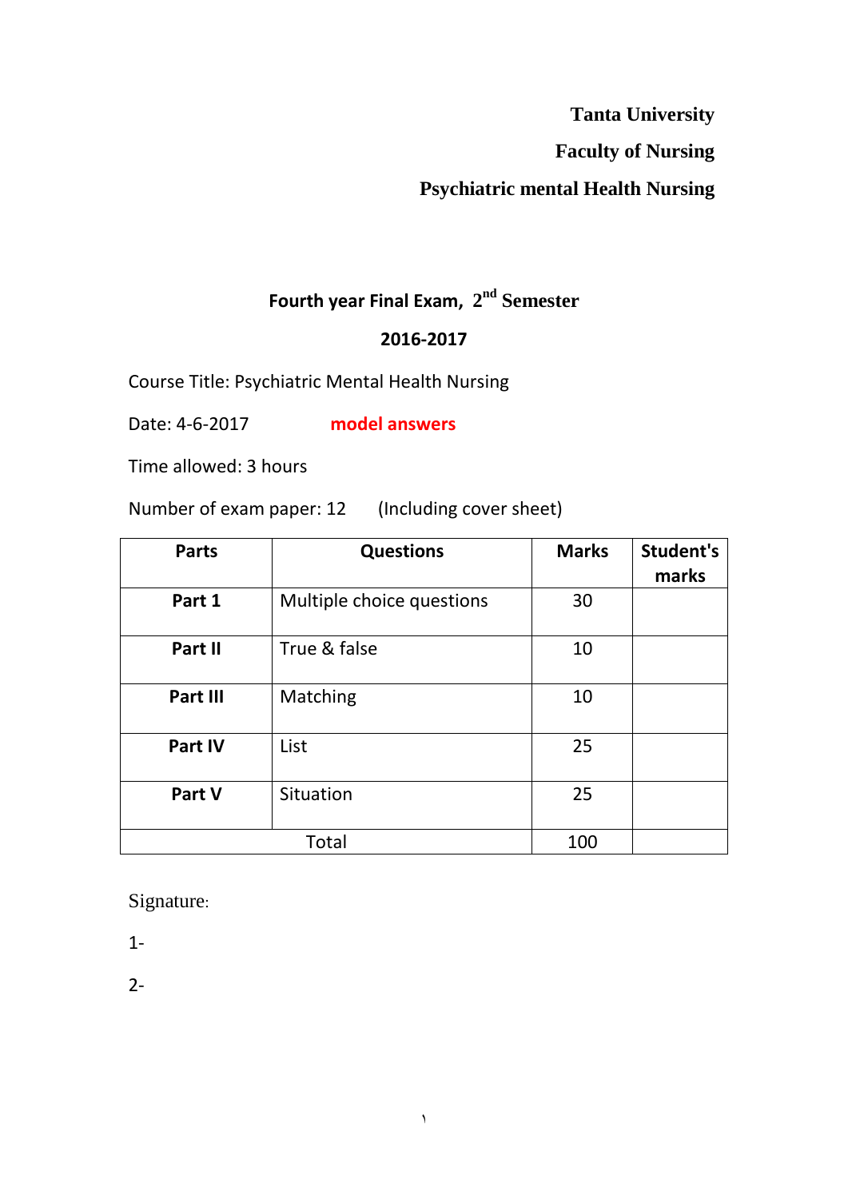**Tanta University**

**Faculty of Nursing**

**Psychiatric mental Health Nursing**

**Fourth year Final Exam, 2nd Semester**

**2016-2017**

Course Title: Psychiatric Mental Health Nursing

Date: 4-6-2017 **model answers**

Time allowed: 3 hours

Number of exam paper: 12 (Including cover sheet)

| Parts | Questions | Marks | Student's marks |
|---|---|---|---|
| **Part 1** | Multiple choice questions | 30 | |
| **Part II** | True & false | 10 | |
| **Part III** | Matching | 10 | |
| **Part IV** | List | 25 | |
| **Part V** | Situation | 25 | |
| Total | | 100 | |

Signature:

1-

2-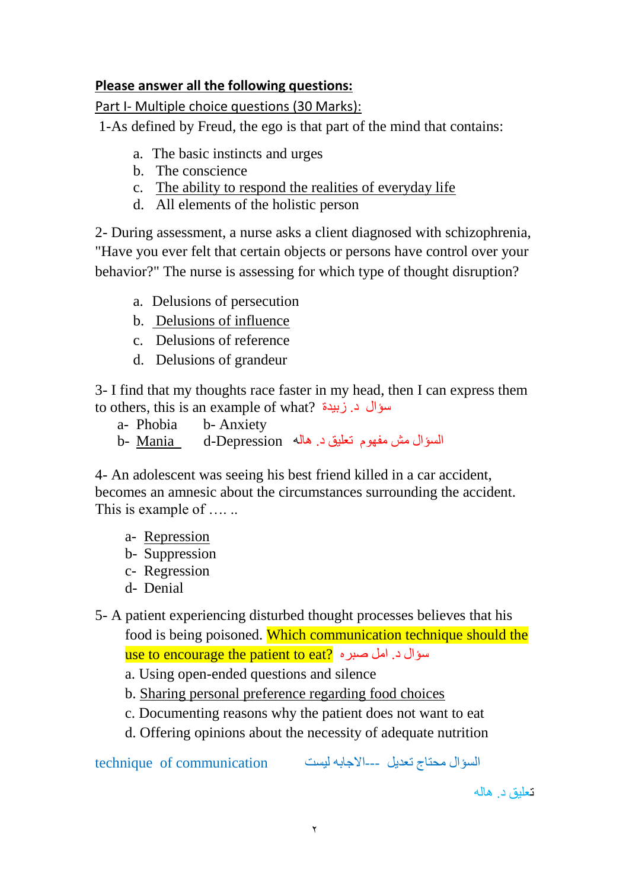**<u>Please answer all the following questions:</u>**

<u>Part I- Multiple choice questions (30 Marks):</u>

1-As defined by Freud, the ego is that part of the mind that contains:

a. The basic instincts and urges
b. The conscience
c. <u>The ability to respond the realities of everyday life</u>
d. All elements of the holistic person

2- During assessment, a nurse asks a client diagnosed with schizophrenia, "Have you ever felt that certain objects or persons have control over your behavior?" The nurse is assessing for which type of thought disruption?

a. Delusions of persecution
b. <u>Delusions of influence</u>
c. Delusions of reference
d. Delusions of grandeur

3- I find that my thoughts race faster in my head, then I can express them to others, this is an example of what? سؤال د. زبيدة

a- Phobia b- Anxiety
b- <u>Mania</u> d-Depression السؤال مش مفهوم تعليق د. هاله

4- An adolescent was seeing his best friend killed in a car accident, becomes an amnesic about the circumstances surrounding the accident. This is example of …. ..

a- <u>Repression</u>
b- Suppression
c- Regression
d- Denial

5- A patient experiencing disturbed thought processes believes that his food is being poisoned. <mark>Which communication technique should the use to encourage the patient to eat?</mark> سؤال د. امل صبره

a. Using open-ended questions and silence
b. <u>Sharing personal preference regarding food choices</u>
c. Documenting reasons why the patient does not want to eat
d. Offering opinions about the necessity of adequate nutrition

technique of communication السؤال محتاج تعديل ---الاجابه ليست

تعليق د. هاله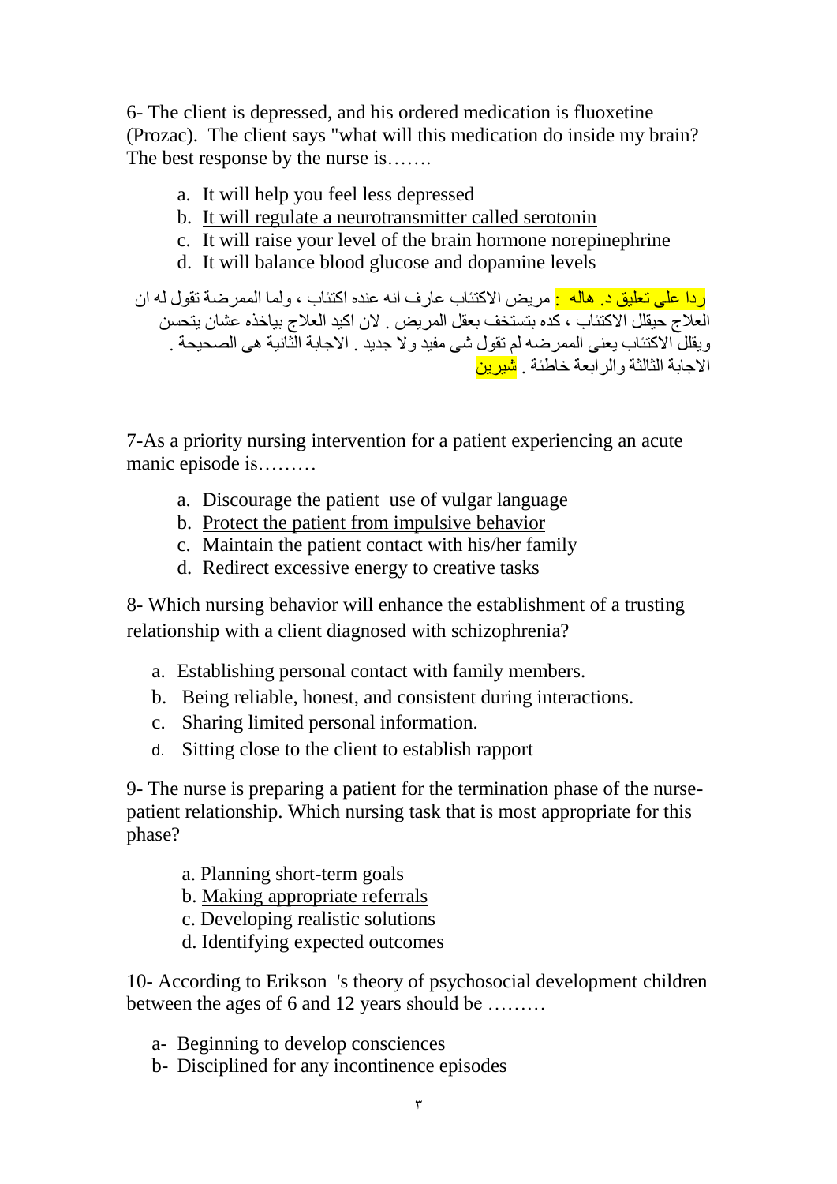6- The client is depressed, and his ordered medication is fluoxetine (Prozac). The client says "what will this medication do inside my brain? The best response by the nurse is…….

a. It will help you feel less depressed
b. <u>It will regulate a neurotransmitter called serotonin</u>
c. It will raise your level of the brain hormone norepinephrine
d. It will balance blood glucose and dopamine levels

ردا على تعليق د. هاله : مريض الاكتئاب عارف انه عنده اكتئاب ، ولما الممرضة تقول له ان العلاج حيقلل الاكتئاب ، كده بتستخف بعقل المريض . لان اكيد العلاج بياخذه عشان يتحسن ويقلل الاكتئاب يعنى الممرضه لم تقول شى مفيد ولا جديد . الاجابة الثانية هى الصحيحة . الاجابة الثالثة والرابعة خاطئة . شيرين

7-As a priority nursing intervention for a patient experiencing an acute manic episode is………

a. Discourage the patient use of vulgar language
b. <u>Protect the patient from impulsive behavior</u>
c. Maintain the patient contact with his/her family
d. Redirect excessive energy to creative tasks

8- Which nursing behavior will enhance the establishment of a trusting relationship with a client diagnosed with schizophrenia?

a. Establishing personal contact with family members.
b. <u>Being reliable, honest, and consistent during interactions.</u>
c. Sharing limited personal information.
d. Sitting close to the client to establish rapport

9- The nurse is preparing a patient for the termination phase of the nurse-patient relationship. Which nursing task that is most appropriate for this phase?

a. Planning short-term goals
b. <u>Making appropriate referrals</u>
c. Developing realistic solutions
d. Identifying expected outcomes

10- According to Erikson 's theory of psychosocial development children between the ages of 6 and 12 years should be ………

a- Beginning to develop consciences
b- Disciplined for any incontinence episodes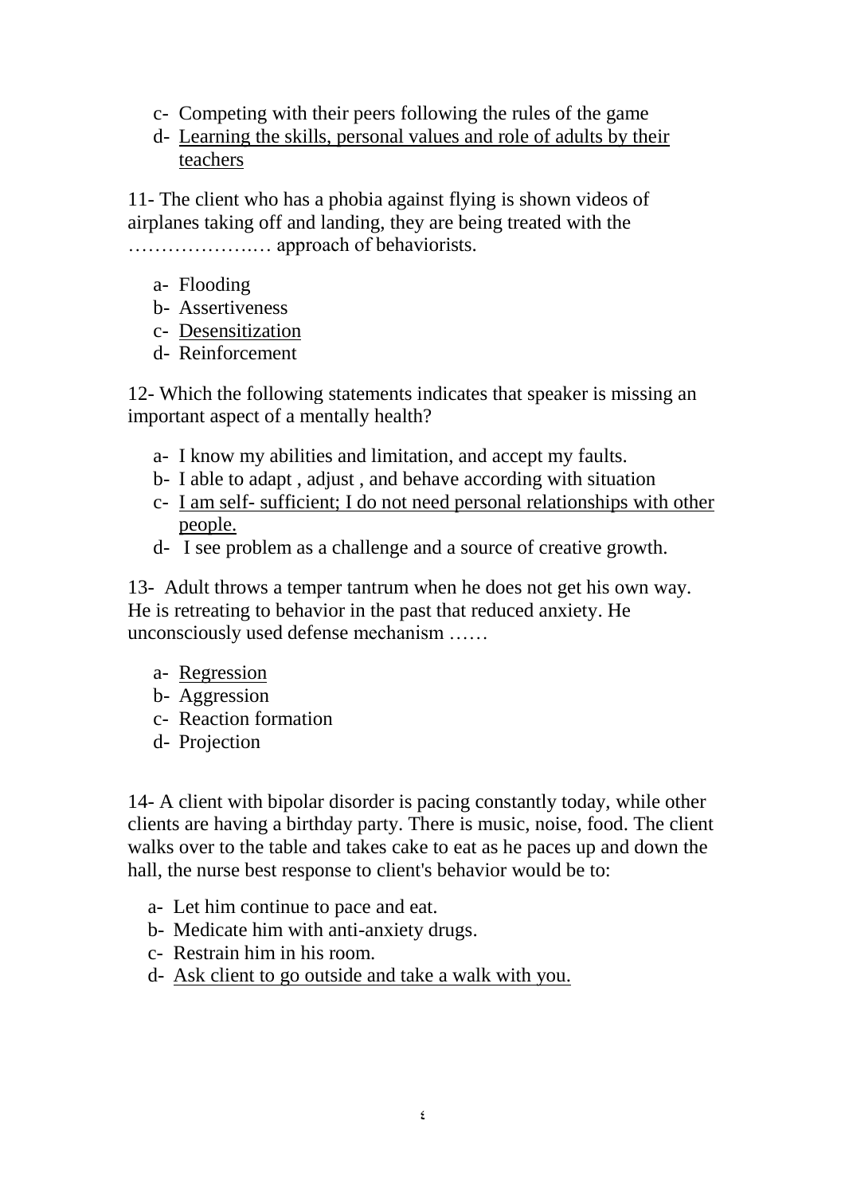c- Competing with their peers following the rules of the game
d- <u>Learning the skills, personal values and role of adults by their teachers</u>

11- The client who has a phobia against flying is shown videos of airplanes taking off and landing, they are being treated with the ………………..… approach of behaviorists.

a- Flooding
b- Assertiveness
c- <u>Desensitization</u>
d- Reinforcement

12- Which the following statements indicates that speaker is missing an important aspect of a mentally health?

a- I know my abilities and limitation, and accept my faults.
b- I able to adapt , adjust , and behave according with situation
c- <u>I am self- sufficient; I do not need personal relationships with other people.</u>
d- I see problem as a challenge and a source of creative growth.

13- Adult throws a temper tantrum when he does not get his own way. He is retreating to behavior in the past that reduced anxiety. He unconsciously used defense mechanism ……

a- <u>Regression</u>
b- Aggression
c- Reaction formation
d- Projection

14- A client with bipolar disorder is pacing constantly today, while other clients are having a birthday party. There is music, noise, food. The client walks over to the table and takes cake to eat as he paces up and down the hall, the nurse best response to client's behavior would be to:

a- Let him continue to pace and eat.
b- Medicate him with anti-anxiety drugs.
c- Restrain him in his room.
d- <u>Ask client to go outside and take a walk with you.</u>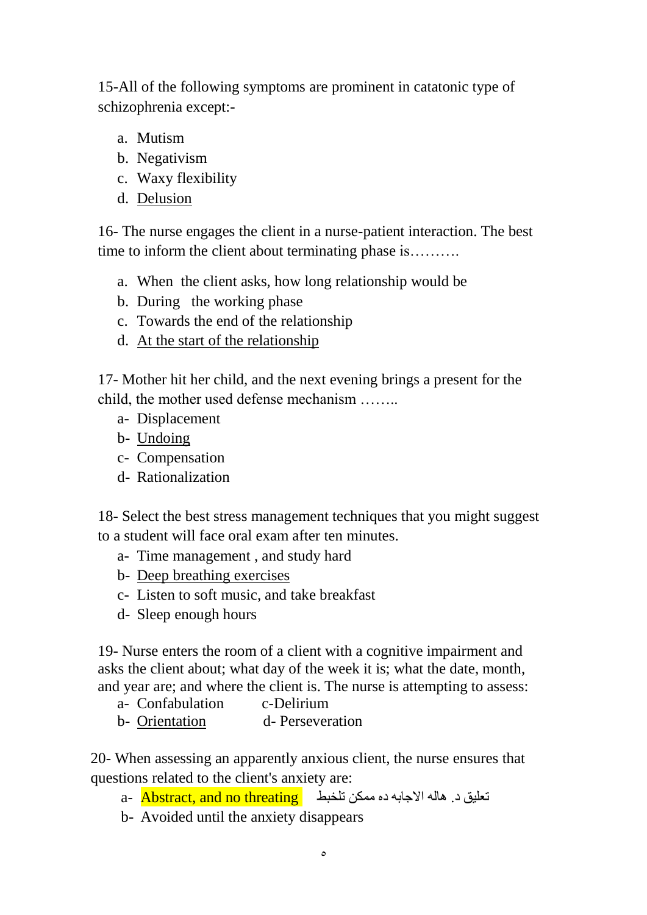15-All of the following symptoms are prominent in catatonic type of schizophrenia except:-

a. Mutism
b. Negativism
c. Waxy flexibility
d. <u>Delusion</u>

16- The nurse engages the client in a nurse-patient interaction. The best time to inform the client about terminating phase is……….

a. When the client asks, how long relationship would be
b. During the working phase
c. Towards the end of the relationship
d. <u>At the start of the relationship</u>

17- Mother hit her child, and the next evening brings a present for the child, the mother used defense mechanism ……..

a- Displacement
b- <u>Undoing</u>
c- Compensation
d- Rationalization

18- Select the best stress management techniques that you might suggest to a student will face oral exam after ten minutes.

a- Time management , and study hard
b- <u>Deep breathing exercises</u>
c- Listen to soft music, and take breakfast
d- Sleep enough hours

19- Nurse enters the room of a client with a cognitive impairment and asks the client about; what day of the week it is; what the date, month, and year are; and where the client is. The nurse is attempting to assess:

a- Confabulation c-Delirium
b- <u>Orientation</u> d- Perseveration

20- When assessing an apparently anxious client, the nurse ensures that questions related to the client's anxiety are:

a- Abstract, and no threating تعليق د. هاله الاجابه ده ممكن تلخبط
b- Avoided until the anxiety disappears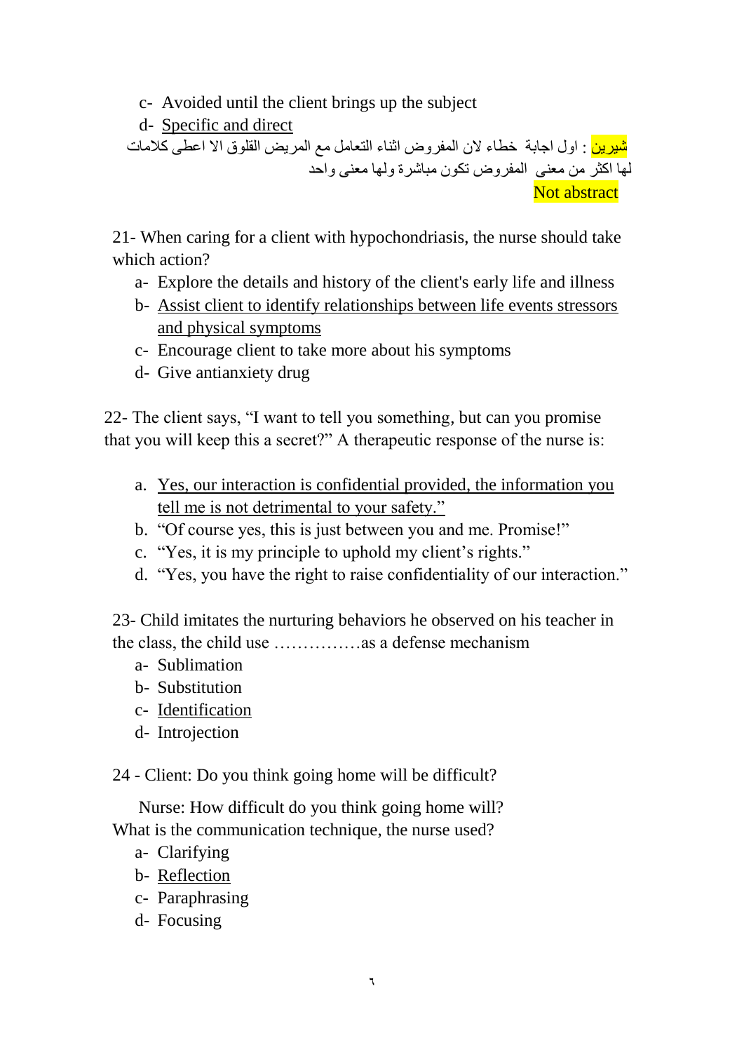c- Avoided until the client brings up the subject

d- <u>Specific and direct</u>

شيرين : اول اجابة خطاء لان المفروض اثناء التعامل مع المريض القلوق الا اعطى كلامات لها اكثر من معنى المفروض تكون مباشرة ولها معنى واحد

Not abstract

21- When caring for a client with hypochondriasis, the nurse should take which action?

a- Explore the details and history of the client's early life and illness
b- <u>Assist client to identify relationships between life events stressors and physical symptoms</u>
c- Encourage client to take more about his symptoms
d- Give antianxiety drug

22- The client says, "I want to tell you something, but can you promise that you will keep this a secret?" A therapeutic response of the nurse is:

a. <u>Yes, our interaction is confidential provided, the information you tell me is not detrimental to your safety."</u>
b. "Of course yes, this is just between you and me. Promise!"
c. "Yes, it is my principle to uphold my client's rights."
d. "Yes, you have the right to raise confidentiality of our interaction."

23- Child imitates the nurturing behaviors he observed on his teacher in the class, the child use ……………as a defense mechanism

a- Sublimation
b- Substitution
c- <u>Identification</u>
d- Introjection

24 - Client: Do you think going home will be difficult?

Nurse: How difficult do you think going home will?

What is the communication technique, the nurse used?

a- Clarifying
b- <u>Reflection</u>
c- Paraphrasing
d- Focusing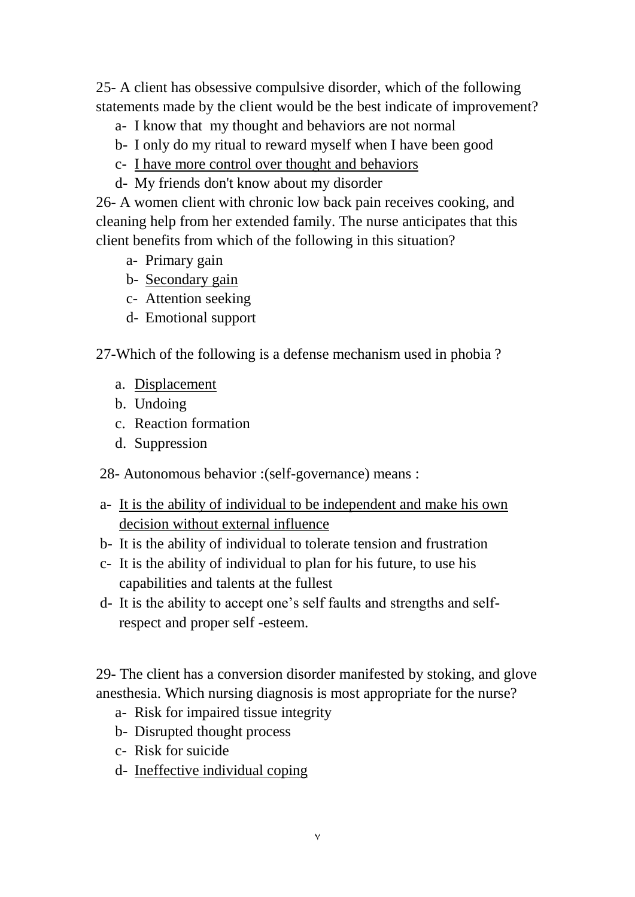25- A client has obsessive compulsive disorder, which of the following statements made by the client would be the best indicate of improvement?

a- I know that my thought and behaviors are not normal
b- I only do my ritual to reward myself when I have been good
c- <u>I have more control over thought and behaviors</u>
d- My friends don't know about my disorder

26- A women client with chronic low back pain receives cooking, and cleaning help from her extended family. The nurse anticipates that this client benefits from which of the following in this situation?

a- Primary gain
b- <u>Secondary gain</u>
c- Attention seeking
d- Emotional support

27-Which of the following is a defense mechanism used in phobia ?

a. <u>Displacement</u>
b. Undoing
c. Reaction formation
d. Suppression

28- Autonomous behavior :(self-governance) means :

a- <u>It is the ability of individual to be independent and make his own decision without external influence</u>
b- It is the ability of individual to tolerate tension and frustration
c- It is the ability of individual to plan for his future, to use his capabilities and talents at the fullest
d- It is the ability to accept one's self faults and strengths and self-respect and proper self -esteem.

29- The client has a conversion disorder manifested by stoking, and glove anesthesia. Which nursing diagnosis is most appropriate for the nurse?

a- Risk for impaired tissue integrity
b- Disrupted thought process
c- Risk for suicide
d- <u>Ineffective individual coping</u>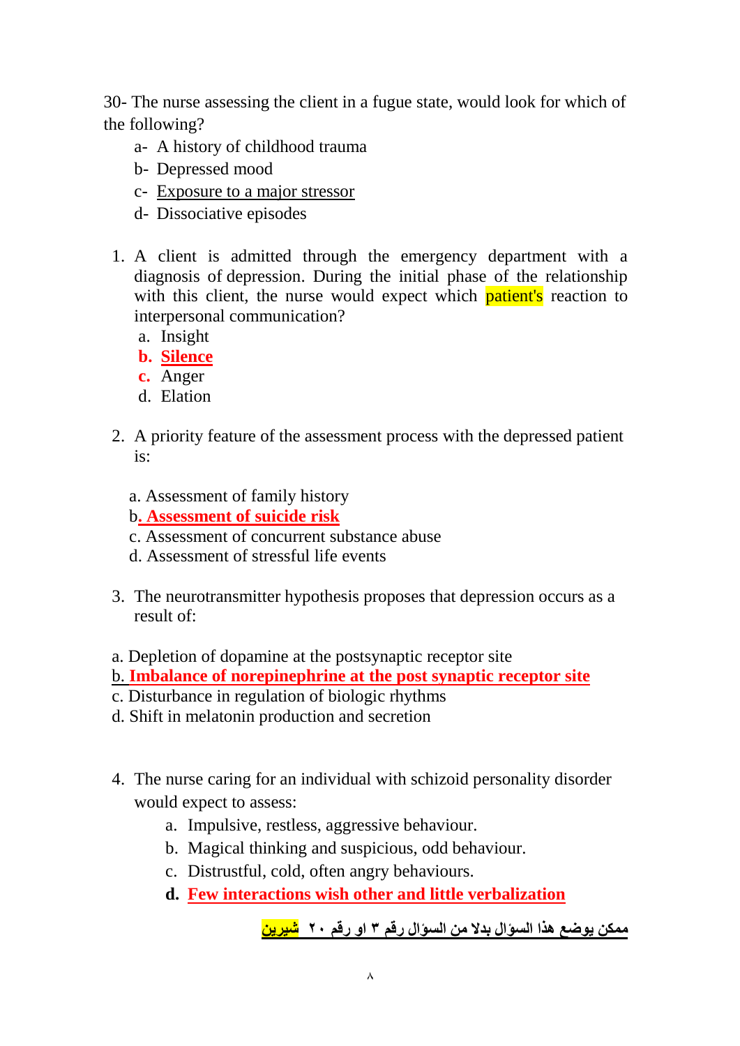30- The nurse assessing the client in a fugue state, would look for which of the following?

a- A history of childhood trauma
b- Depressed mood
c- <u>Exposure to a major stressor</u>
d- Dissociative episodes

1. A client is admitted through the emergency department with a diagnosis of depression. During the initial phase of the relationship with this client, the nurse would expect which patient's reaction to interpersonal communication?
   a. Insight
   **b. <u>Silence</u>**
   **c.** Anger
   d. Elation

2. A priority feature of the assessment process with the depressed patient is:

   a. Assessment of family history
   b**<u>. Assessment of suicide risk</u>**
   c. Assessment of concurrent substance abuse
   d. Assessment of stressful life events

3. The neurotransmitter hypothesis proposes that depression occurs as a result of:

a. Depletion of dopamine at the postsynaptic receptor site
<u>b. **Imbalance of norepinephrine at the post synaptic receptor site**</u>
c. Disturbance in regulation of biologic rhythms
d. Shift in melatonin production and secretion

4. The nurse caring for an individual with schizoid personality disorder would expect to assess:
   a. Impulsive, restless, aggressive behaviour.
   b. Magical thinking and suspicious, odd behaviour.
   c. Distrustful, cold, often angry behaviours.
   **d. <u>Few interactions wish other and little verbalization</u>**

**<u>ممكن يوضع هذا السؤال بدلا من السؤال رقم ٣ او رقم ٢٠ شيرين</u>**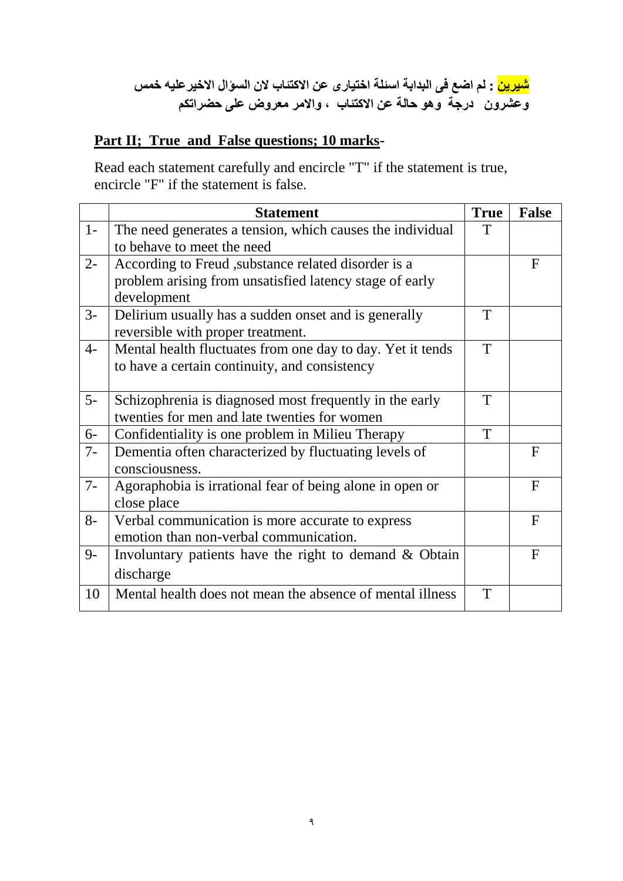**شيرين : لم اضع فى البداية اسئلة اختيارى عن الاكتئاب لان السؤال الاخيرعليه خمس وعشرون درجة وهو حالة عن الاكتئاب ، والامر معروض على حضراتكم**

## Part II; True and False questions; 10 marks-

Read each statement carefully and encircle "T" if the statement is true, encircle "F" if the statement is false.

| | Statement | True | False |
|---|---|---|---|
| 1- | The need generates a tension, which causes the individual to behave to meet the need | T | |
| 2- | According to Freud ,substance related disorder is a problem arising from unsatisfied latency stage of early development | | F |
| 3- | Delirium usually has a sudden onset and is generally reversible with proper treatment. | T | |
| 4- | Mental health fluctuates from one day to day. Yet it tends to have a certain continuity, and consistency | T | |
| 5- | Schizophrenia is diagnosed most frequently in the early twenties for men and late twenties for women | T | |
| 6- | Confidentiality is one problem in Milieu Therapy | T | |
| 7- | Dementia often characterized by fluctuating levels of consciousness. | | F |
| 7- | Agoraphobia is irrational fear of being alone in open or close place | | F |
| 8- | Verbal communication is more accurate to express emotion than non-verbal communication. | | F |
| 9- | Involuntary patients have the right to demand & Obtain discharge | | F |
| 10 | Mental health does not mean the absence of mental illness | T | |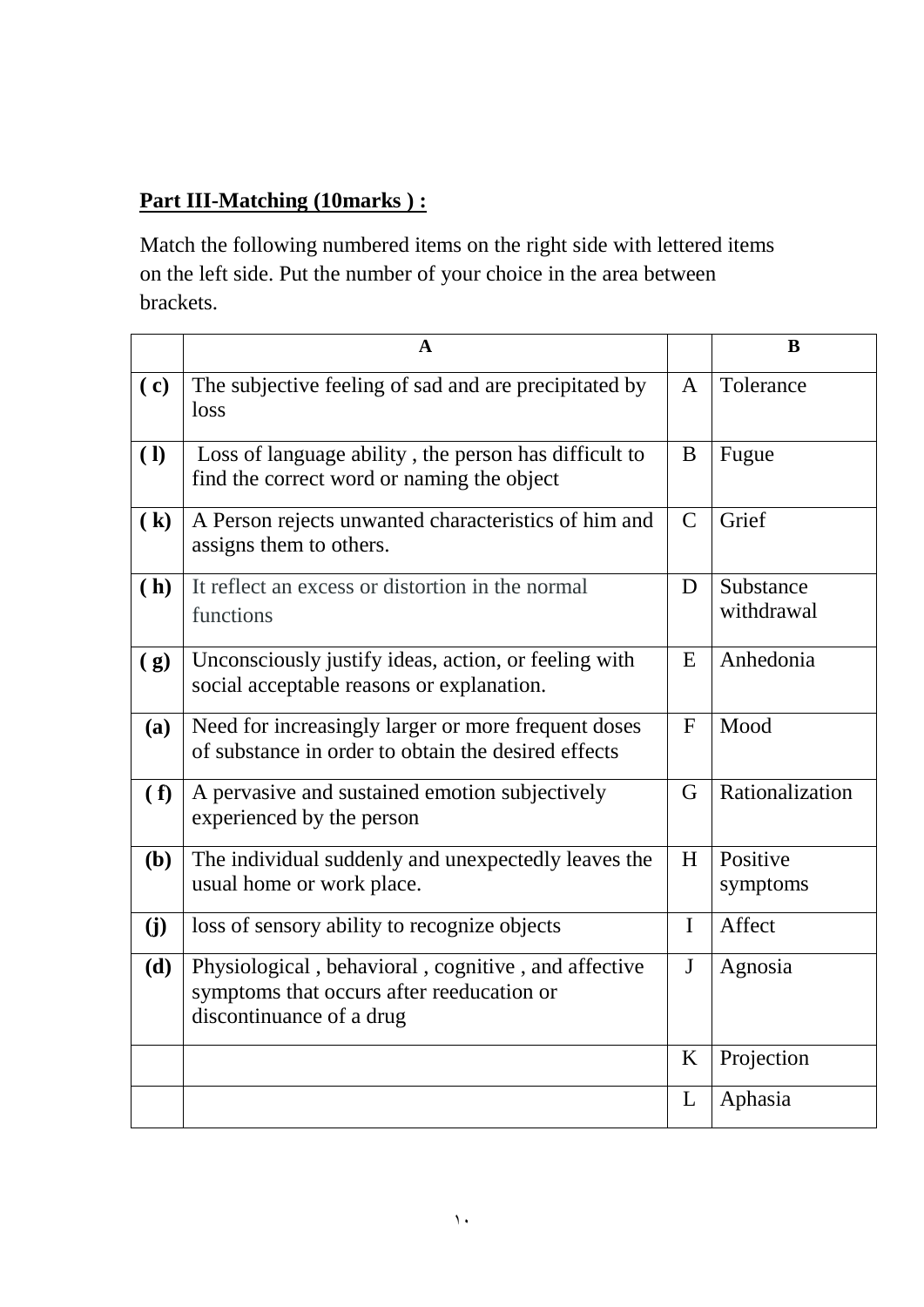**Part III-Matching (10marks ) :**

Match the following numbered items on the right side with lettered items on the left side. Put the number of your choice in the area between brackets.

| | A | | B |
|---|---|---|---|
| **( c)** | The subjective feeling of sad and are precipitated by loss | A | Tolerance |
| **( l)** | Loss of language ability , the person has difficult to find the correct word or naming the object | B | Fugue |
| **( k)** | A Person rejects unwanted characteristics of him and assigns them to others. | C | Grief |
| **( h)** | It reflect an excess or distortion in the normal functions | D | Substance withdrawal |
| **( g)** | Unconsciously justify ideas, action, or feeling with social acceptable reasons or explanation. | E | Anhedonia |
| **(a)** | Need for increasingly larger or more frequent doses of substance in order to obtain the desired effects | F | Mood |
| **( f)** | A pervasive and sustained emotion subjectively experienced by the person | G | Rationalization |
| **(b)** | The individual suddenly and unexpectedly leaves the usual home or work place. | H | Positive symptoms |
| **(j)** | loss of sensory ability to recognize objects | I | Affect |
| **(d)** | Physiological , behavioral , cognitive , and affective symptoms that occurs after reeducation or discontinuance of a drug | J | Agnosia |
| | | K | Projection |
| | | L | Aphasia |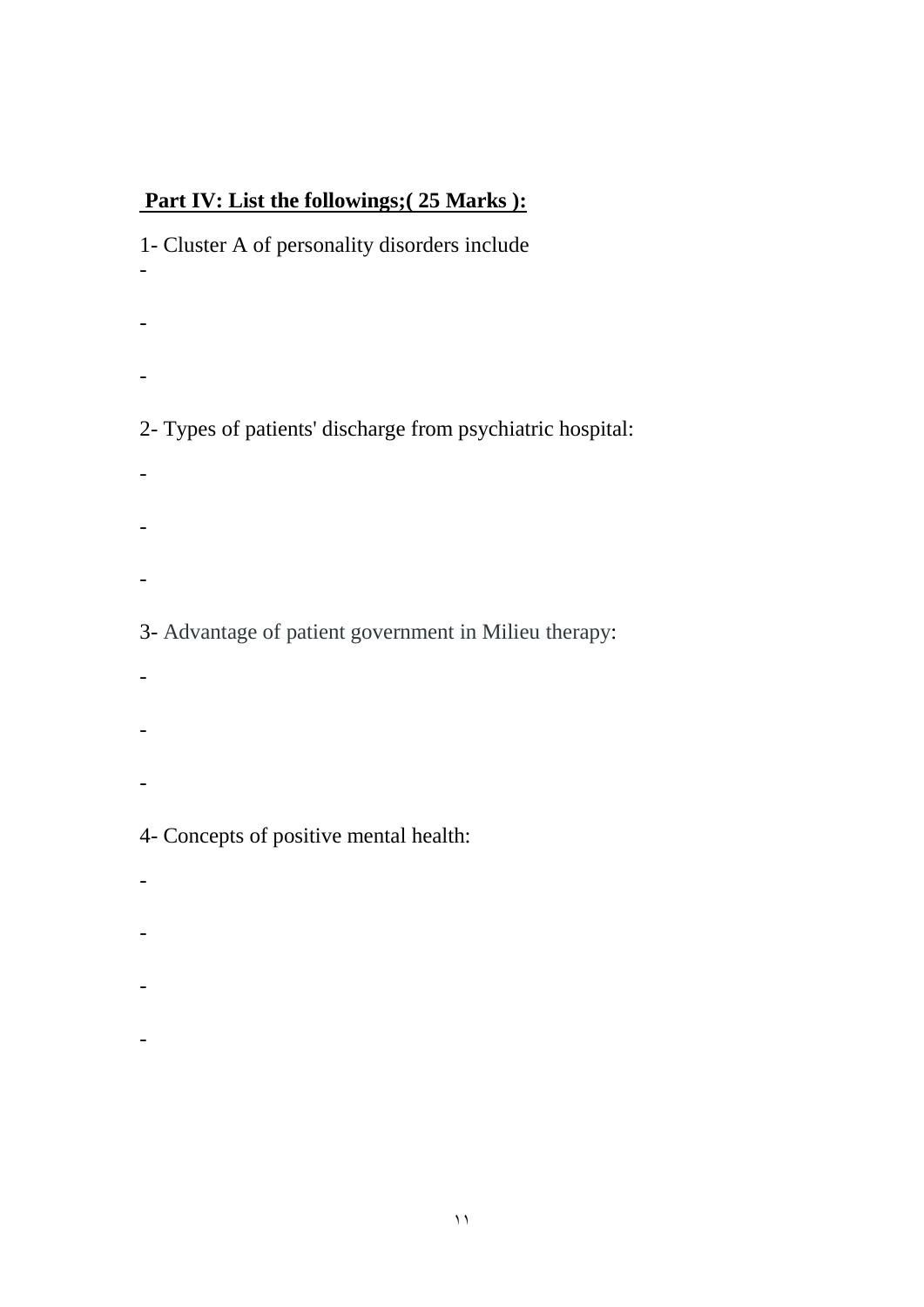**Part IV: List the followings;( 25 Marks ):**

1- Cluster A of personality disorders include

-

-

-

2- Types of patients' discharge from psychiatric hospital:

-

-

-

3- Advantage of patient government in Milieu therapy:

-

-

-

4- Concepts of positive mental health:

-

-

-

-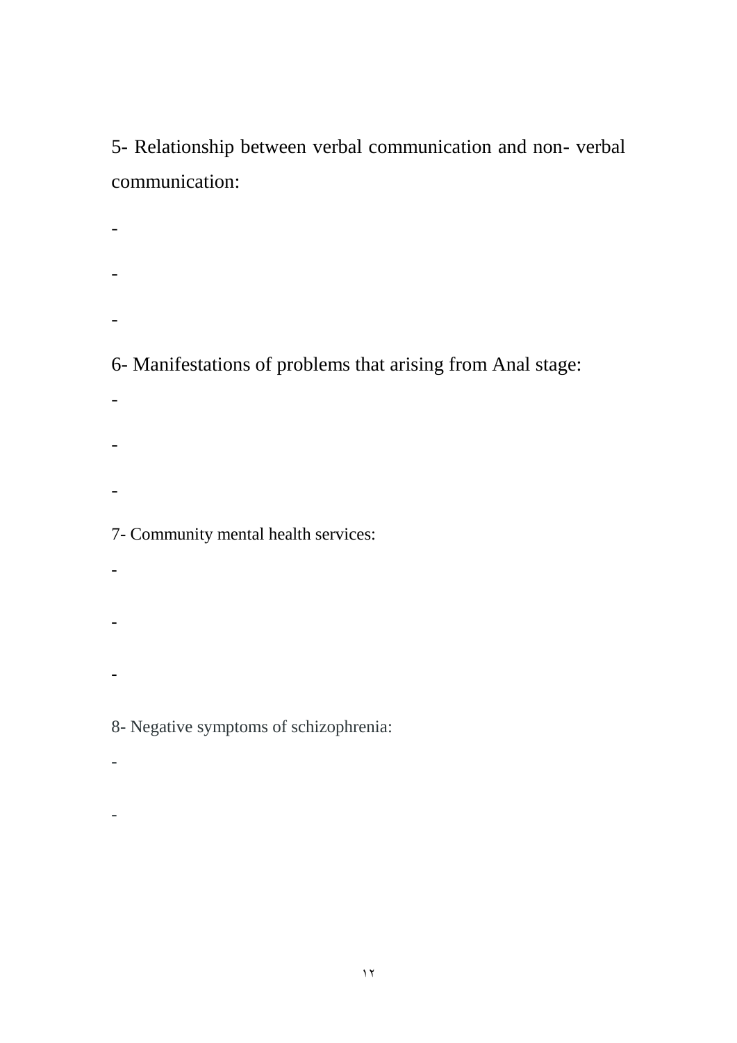5- Relationship between verbal communication and non- verbal communication:

-

-

-

6- Manifestations of problems that arising from Anal stage:

-

-

-

7- Community mental health services:

-

-

-

8- Negative symptoms of schizophrenia:

-

-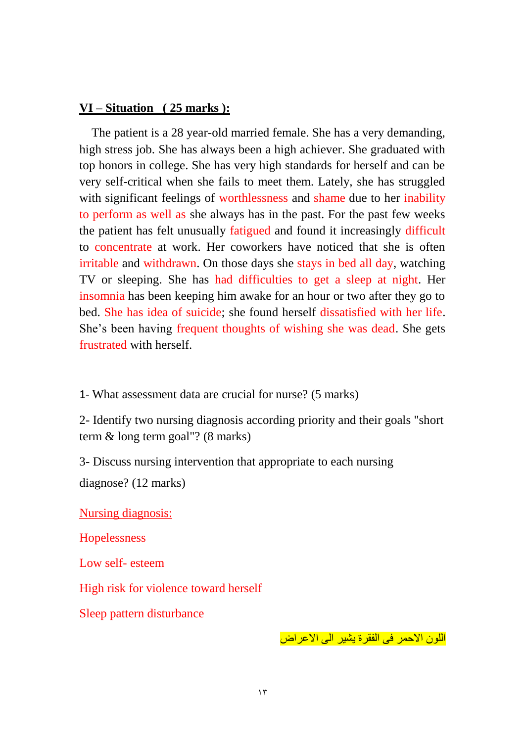## VI – Situation ( 25 marks ):

The patient is a 28 year-old married female. She has a very demanding, high stress job. She has always been a high achiever. She graduated with top honors in college. She has very high standards for herself and can be very self-critical when she fails to meet them. Lately, she has struggled with significant feelings of worthlessness and shame due to her inability to perform as well as she always has in the past. For the past few weeks the patient has felt unusually fatigued and found it increasingly difficult to concentrate at work. Her coworkers have noticed that she is often irritable and withdrawn. On those days she stays in bed all day, watching TV or sleeping. She has had difficulties to get a sleep at night. Her insomnia has been keeping him awake for an hour or two after they go to bed. She has idea of suicide; she found herself dissatisfied with her life. She's been having frequent thoughts of wishing she was dead. She gets frustrated with herself.

1- What assessment data are crucial for nurse? (5 marks)

2- Identify two nursing diagnosis according priority and their goals "short term & long term goal"? (8 marks)

3- Discuss nursing intervention that appropriate to each nursing diagnose? (12 marks)

Nursing diagnosis:

Hopelessness

Low self- esteem

High risk for violence toward herself

Sleep pattern disturbance

اللون الاحمر فى الفقرة يشير الى الاعراض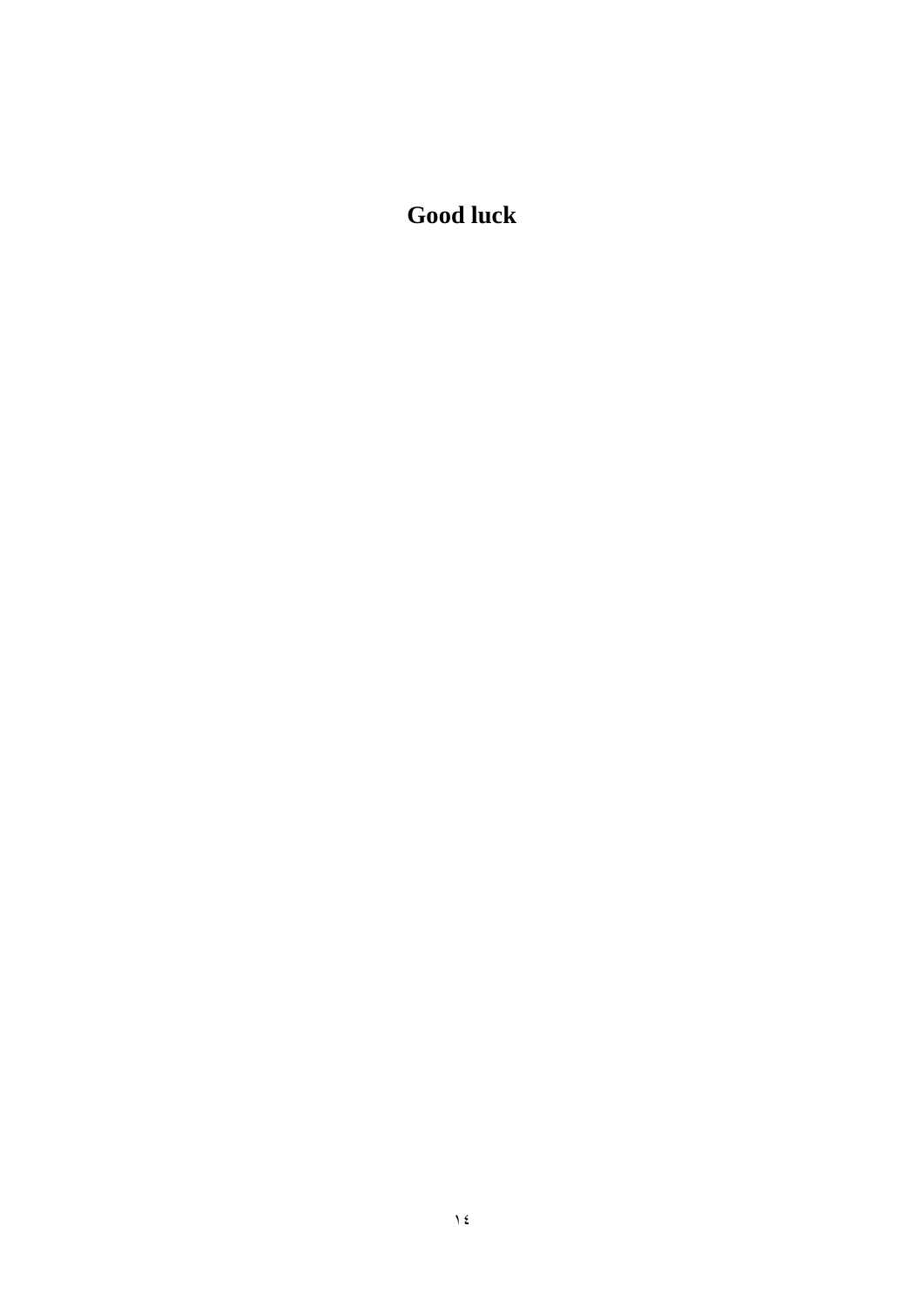**Good luck**